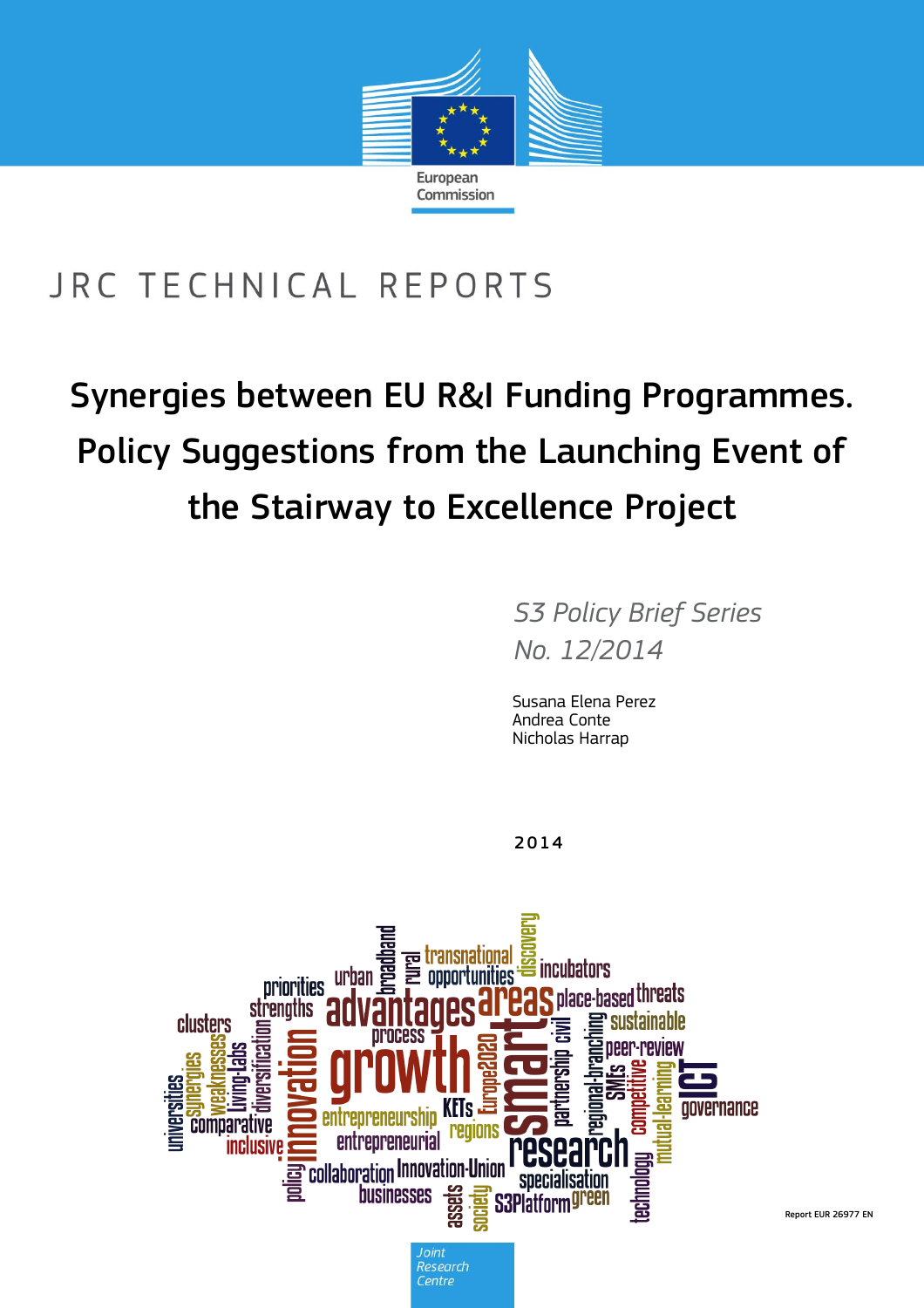European Commission

JRC TECHNICAL REPORTS

# Synergies between EU R&I Funding Programmes. Policy Suggestions from the Launching Event of the Stairway to Excellence Project

*S3 Policy Brief Series*
*No. 12/2014*

Susana Elena Perez
Andrea Conte
Nicholas Harrap

2014

Report EUR 26977 EN

Joint Research Centre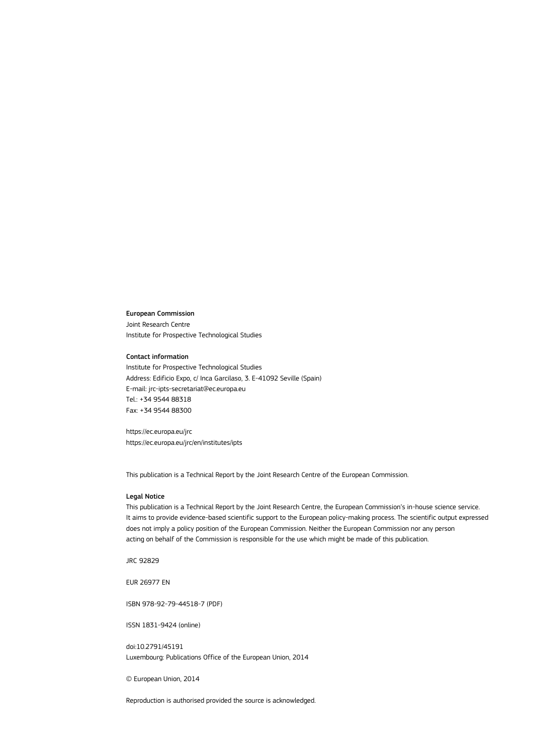**European Commission**
Joint Research Centre
Institute for Prospective Technological Studies

**Contact information**
Institute for Prospective Technological Studies
Address: Edificio Expo, c/ Inca Garcilaso, 3. E-41092 Seville (Spain)
E-mail: jrc-ipts-secretariat@ec.europa.eu
Tel.: +34 9544 88318
Fax: +34 9544 88300

https://ec.europa.eu/jrc
https://ec.europa.eu/jrc/en/institutes/ipts

This publication is a Technical Report by the Joint Research Centre of the European Commission.

**Legal Notice**
This publication is a Technical Report by the Joint Research Centre, the European Commission's in-house science service.
It aims to provide evidence-based scientific support to the European policy-making process. The scientific output expressed does not imply a policy position of the European Commission. Neither the European Commission nor any person acting on behalf of the Commission is responsible for the use which might be made of this publication.

JRC 92829

EUR 26977 EN

ISBN 978-92-79-44518-7 (PDF)

ISSN 1831-9424 (online)

doi:10.2791/45191
Luxembourg: Publications Office of the European Union, 2014

© European Union, 2014

Reproduction is authorised provided the source is acknowledged.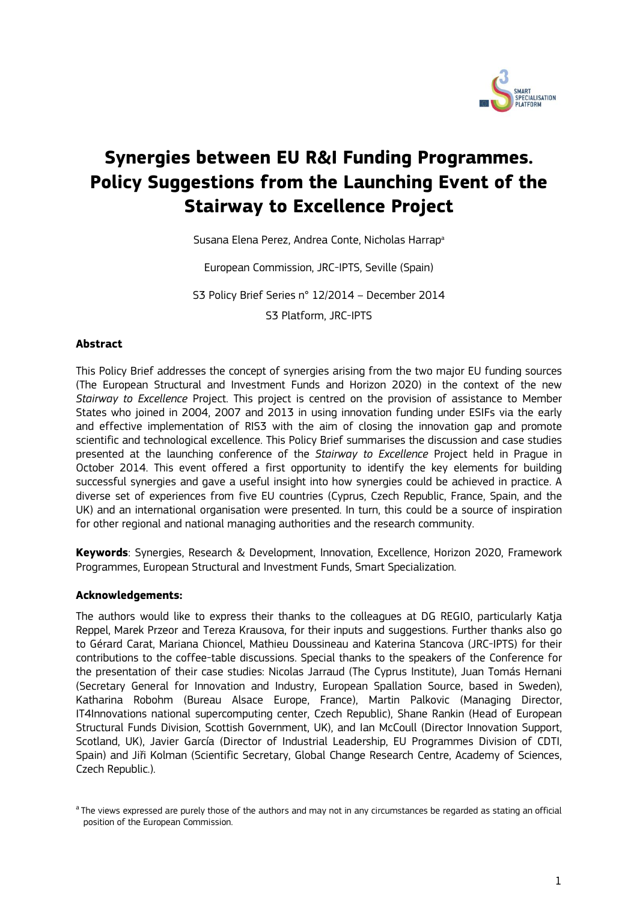# Synergies between EU R&I Funding Programmes. Policy Suggestions from the Launching Event of the Stairway to Excellence Project

Susana Elena Perez, Andrea Conte, Nicholas Harrap[a]

European Commission, JRC-IPTS, Seville (Spain)

S3 Policy Brief Series n° 12/2014 – December 2014

S3 Platform, JRC-IPTS

**Abstract**

This Policy Brief addresses the concept of synergies arising from the two major EU funding sources (The European Structural and Investment Funds and Horizon 2020) in the context of the new *Stairway to Excellence* Project. This project is centred on the provision of assistance to Member States who joined in 2004, 2007 and 2013 in using innovation funding under ESIFs via the early and effective implementation of RIS3 with the aim of closing the innovation gap and promote scientific and technological excellence. This Policy Brief summarises the discussion and case studies presented at the launching conference of the *Stairway to Excellence* Project held in Prague in October 2014. This event offered a first opportunity to identify the key elements for building successful synergies and gave a useful insight into how synergies could be achieved in practice. A diverse set of experiences from five EU countries (Cyprus, Czech Republic, France, Spain, and the UK) and an international organisation were presented. In turn, this could be a source of inspiration for other regional and national managing authorities and the research community.

**Keywords**: Synergies, Research & Development, Innovation, Excellence, Horizon 2020, Framework Programmes, European Structural and Investment Funds, Smart Specialization.

**Acknowledgements:**

The authors would like to express their thanks to the colleagues at DG REGIO, particularly Katja Reppel, Marek Przeor and Tereza Krausova, for their inputs and suggestions. Further thanks also go to Gérard Carat, Mariana Chioncel, Mathieu Doussineau and Katerina Stancova (JRC-IPTS) for their contributions to the coffee-table discussions. Special thanks to the speakers of the Conference for the presentation of their case studies: Nicolas Jarraud (The Cyprus Institute), Juan Tomás Hernani (Secretary General for Innovation and Industry, European Spallation Source, based in Sweden), Katharina Robohm (Bureau Alsace Europe, France), Martin Palkovic (Managing Director, IT4Innovations national supercomputing center, Czech Republic), Shane Rankin (Head of European Structural Funds Division, Scottish Government, UK), and Ian McCoull (Director Innovation Support, Scotland, UK), Javier García (Director of Industrial Leadership, EU Programmes Division of CDTI, Spain) and Jiři Kolman (Scientific Secretary, Global Change Research Centre, Academy of Sciences, Czech Republic.).

[a] The views expressed are purely those of the authors and may not in any circumstances be regarded as stating an official position of the European Commission.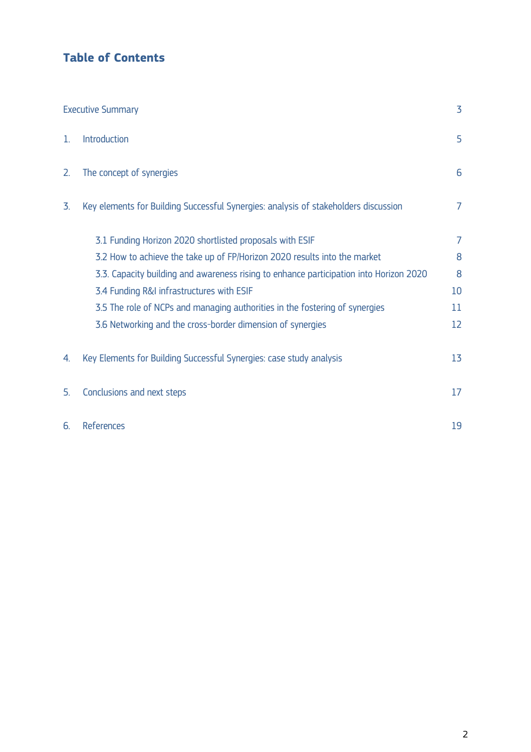## Table of Contents

| | |
|---|---|
| Executive Summary | 3 |
| 1. Introduction | 5 |
| 2. The concept of synergies | 6 |
| 3. Key elements for Building Successful Synergies: analysis of stakeholders discussion | 7 |
| 3.1 Funding Horizon 2020 shortlisted proposals with ESIF | 7 |
| 3.2 How to achieve the take up of FP/Horizon 2020 results into the market | 8 |
| 3.3. Capacity building and awareness rising to enhance participation into Horizon 2020 | 8 |
| 3.4 Funding R&I infrastructures with ESIF | 10 |
| 3.5 The role of NCPs and managing authorities in the fostering of synergies | 11 |
| 3.6 Networking and the cross-border dimension of synergies | 12 |
| 4. Key Elements for Building Successful Synergies: case study analysis | 13 |
| 5. Conclusions and next steps | 17 |
| 6. References | 19 |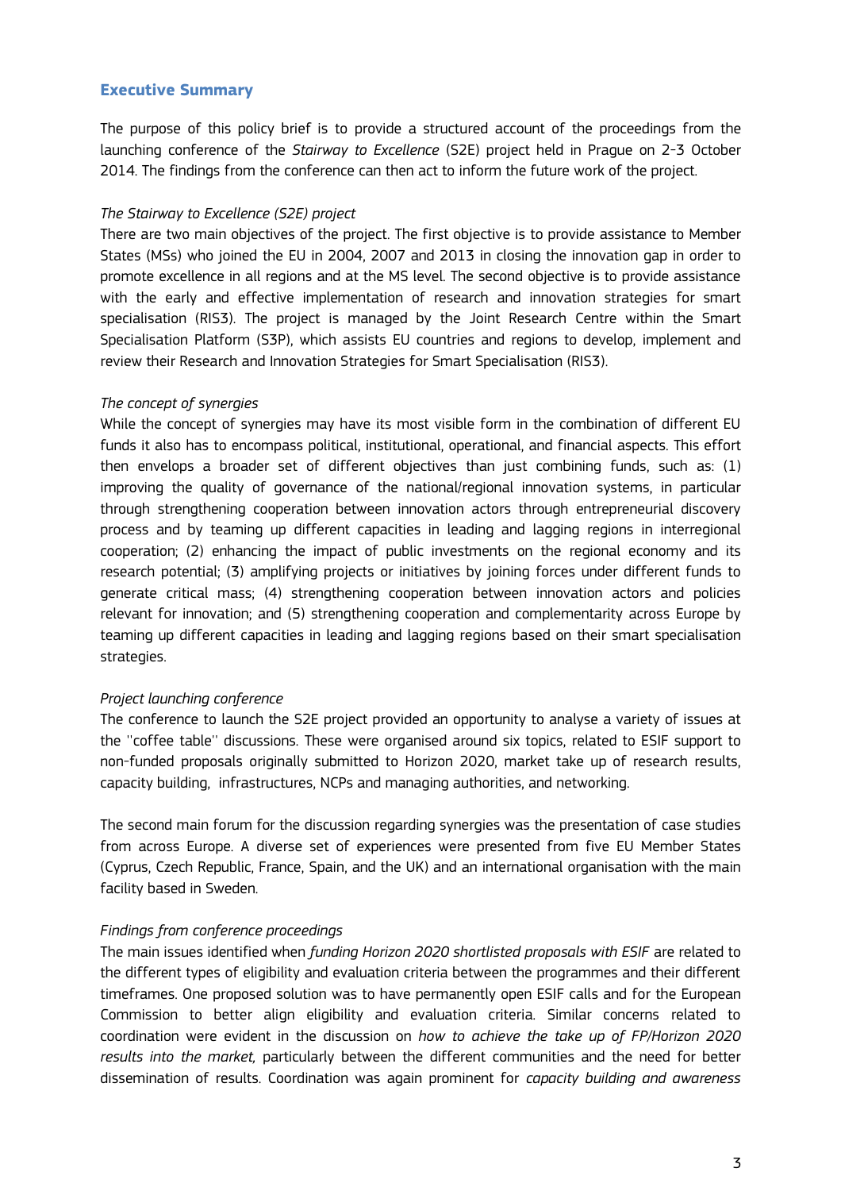## Executive Summary

The purpose of this policy brief is to provide a structured account of the proceedings from the launching conference of the *Stairway to Excellence* (S2E) project held in Prague on 2-3 October 2014. The findings from the conference can then act to inform the future work of the project.

*The Stairway to Excellence (S2E) project*

There are two main objectives of the project. The first objective is to provide assistance to Member States (MSs) who joined the EU in 2004, 2007 and 2013 in closing the innovation gap in order to promote excellence in all regions and at the MS level. The second objective is to provide assistance with the early and effective implementation of research and innovation strategies for smart specialisation (RIS3). The project is managed by the Joint Research Centre within the Smart Specialisation Platform (S3P), which assists EU countries and regions to develop, implement and review their Research and Innovation Strategies for Smart Specialisation (RIS3).

*The concept of synergies*

While the concept of synergies may have its most visible form in the combination of different EU funds it also has to encompass political, institutional, operational, and financial aspects. This effort then envelops a broader set of different objectives than just combining funds, such as: (1) improving the quality of governance of the national/regional innovation systems, in particular through strengthening cooperation between innovation actors through entrepreneurial discovery process and by teaming up different capacities in leading and lagging regions in interregional cooperation; (2) enhancing the impact of public investments on the regional economy and its research potential; (3) amplifying projects or initiatives by joining forces under different funds to generate critical mass; (4) strengthening cooperation between innovation actors and policies relevant for innovation; and (5) strengthening cooperation and complementarity across Europe by teaming up different capacities in leading and lagging regions based on their smart specialisation strategies.

*Project launching conference*

The conference to launch the S2E project provided an opportunity to analyse a variety of issues at the ''coffee table'' discussions. These were organised around six topics, related to ESIF support to non-funded proposals originally submitted to Horizon 2020, market take up of research results, capacity building, infrastructures, NCPs and managing authorities, and networking.

The second main forum for the discussion regarding synergies was the presentation of case studies from across Europe. A diverse set of experiences were presented from five EU Member States (Cyprus, Czech Republic, France, Spain, and the UK) and an international organisation with the main facility based in Sweden.

*Findings from conference proceedings*

The main issues identified when *funding Horizon 2020 shortlisted proposals with ESIF* are related to the different types of eligibility and evaluation criteria between the programmes and their different timeframes. One proposed solution was to have permanently open ESIF calls and for the European Commission to better align eligibility and evaluation criteria. Similar concerns related to coordination were evident in the discussion on *how to achieve the take up of FP/Horizon 2020 results into the market,* particularly between the different communities and the need for better dissemination of results. Coordination was again prominent for *capacity building and awareness*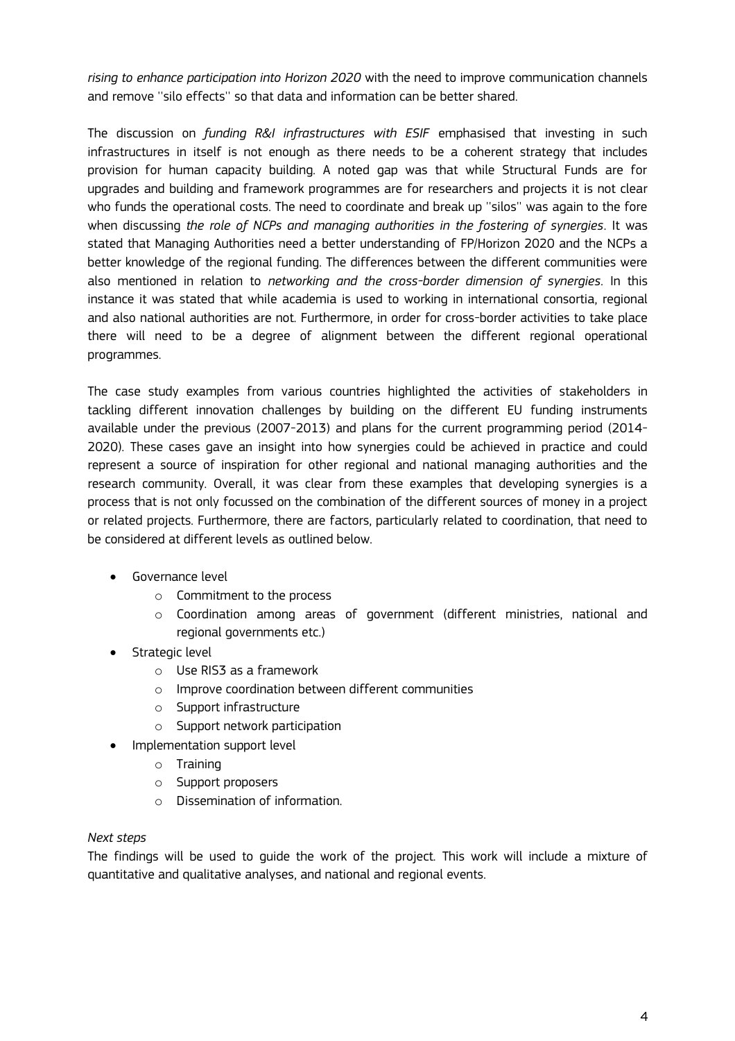*rising to enhance participation into Horizon 2020* with the need to improve communication channels and remove ''silo effects'' so that data and information can be better shared.

The discussion on *funding R&I infrastructures with ESIF* emphasised that investing in such infrastructures in itself is not enough as there needs to be a coherent strategy that includes provision for human capacity building. A noted gap was that while Structural Funds are for upgrades and building and framework programmes are for researchers and projects it is not clear who funds the operational costs. The need to coordinate and break up ''silos'' was again to the fore when discussing *the role of NCPs and managing authorities in the fostering of synergies*. It was stated that Managing Authorities need a better understanding of FP/Horizon 2020 and the NCPs a better knowledge of the regional funding. The differences between the different communities were also mentioned in relation to *networking and the cross-border dimension of synergies*. In this instance it was stated that while academia is used to working in international consortia, regional and also national authorities are not. Furthermore, in order for cross-border activities to take place there will need to be a degree of alignment between the different regional operational programmes.

The case study examples from various countries highlighted the activities of stakeholders in tackling different innovation challenges by building on the different EU funding instruments available under the previous (2007-2013) and plans for the current programming period (2014-2020). These cases gave an insight into how synergies could be achieved in practice and could represent a source of inspiration for other regional and national managing authorities and the research community. Overall, it was clear from these examples that developing synergies is a process that is not only focussed on the combination of the different sources of money in a project or related projects. Furthermore, there are factors, particularly related to coordination, that need to be considered at different levels as outlined below.

- Governance level
  - Commitment to the process
  - Coordination among areas of government (different ministries, national and regional governments etc.)
- Strategic level
  - Use RIS3 as a framework
  - Improve coordination between different communities
  - Support infrastructure
  - Support network participation
- Implementation support level
  - Training
  - Support proposers
  - Dissemination of information.

*Next steps*

The findings will be used to guide the work of the project. This work will include a mixture of quantitative and qualitative analyses, and national and regional events.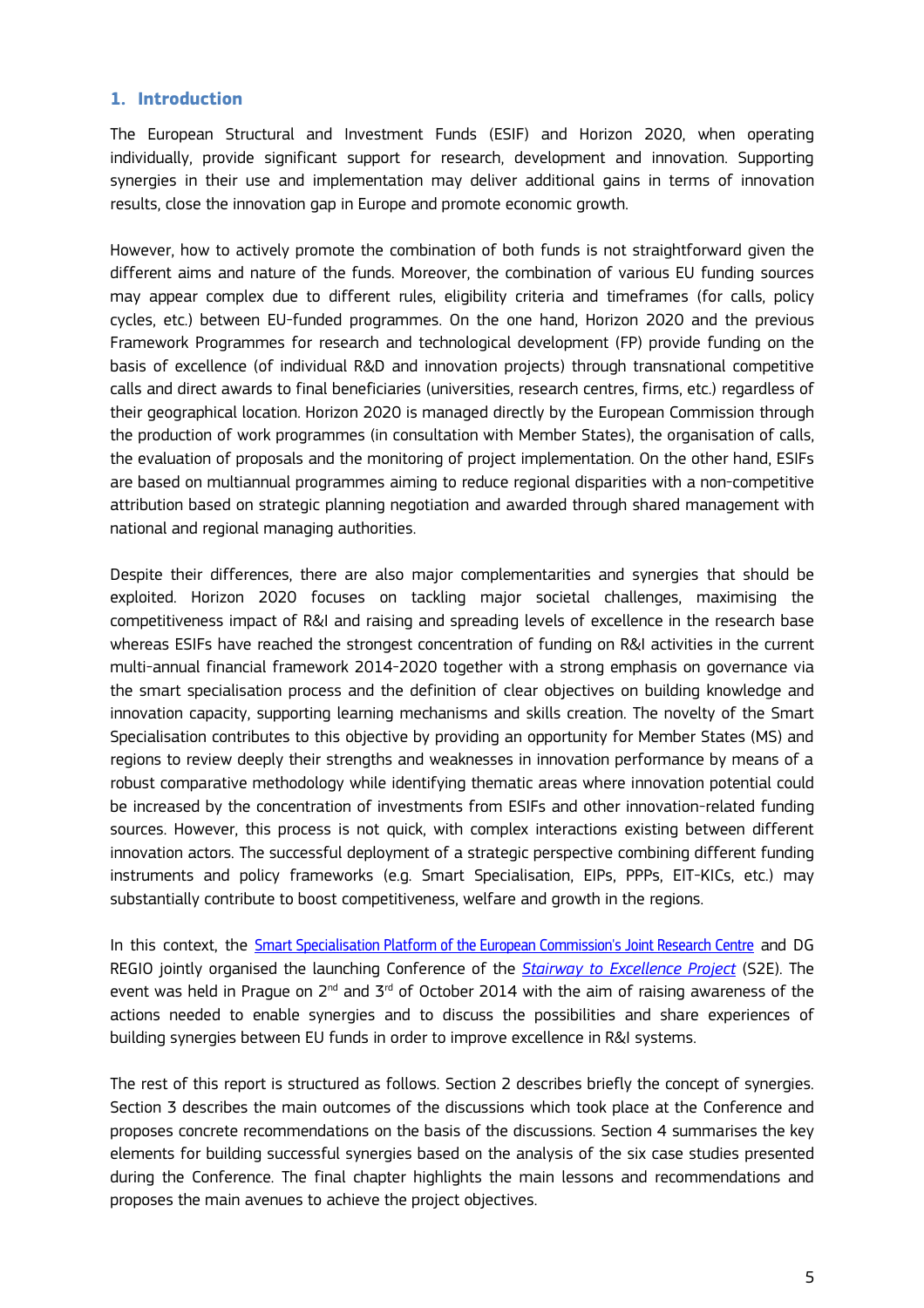## 1. Introduction

The European Structural and Investment Funds (ESIF) and Horizon 2020, when operating individually, provide significant support for research, development and innovation. Supporting synergies in their use and implementation may deliver additional gains in terms of innovation results, close the innovation gap in Europe and promote economic growth.

However, how to actively promote the combination of both funds is not straightforward given the different aims and nature of the funds. Moreover, the combination of various EU funding sources may appear complex due to different rules, eligibility criteria and timeframes (for calls, policy cycles, etc.) between EU-funded programmes. On the one hand, Horizon 2020 and the previous Framework Programmes for research and technological development (FP) provide funding on the basis of excellence (of individual R&D and innovation projects) through transnational competitive calls and direct awards to final beneficiaries (universities, research centres, firms, etc.) regardless of their geographical location. Horizon 2020 is managed directly by the European Commission through the production of work programmes (in consultation with Member States), the organisation of calls, the evaluation of proposals and the monitoring of project implementation. On the other hand, ESIFs are based on multiannual programmes aiming to reduce regional disparities with a non-competitive attribution based on strategic planning negotiation and awarded through shared management with national and regional managing authorities.

Despite their differences, there are also major complementarities and synergies that should be exploited. Horizon 2020 focuses on tackling major societal challenges, maximising the competitiveness impact of R&I and raising and spreading levels of excellence in the research base whereas ESIFs have reached the strongest concentration of funding on R&I activities in the current multi-annual financial framework 2014-2020 together with a strong emphasis on governance via the smart specialisation process and the definition of clear objectives on building knowledge and innovation capacity, supporting learning mechanisms and skills creation. The novelty of the Smart Specialisation contributes to this objective by providing an opportunity for Member States (MS) and regions to review deeply their strengths and weaknesses in innovation performance by means of a robust comparative methodology while identifying thematic areas where innovation potential could be increased by the concentration of investments from ESIFs and other innovation-related funding sources. However, this process is not quick, with complex interactions existing between different innovation actors. The successful deployment of a strategic perspective combining different funding instruments and policy frameworks (e.g. Smart Specialisation, EIPs, PPPs, EIT-KICs, etc.) may substantially contribute to boost competitiveness, welfare and growth in the regions.

In this context, the Smart Specialisation Platform of the European Commission's Joint Research Centre and DG REGIO jointly organised the launching Conference of the *Stairway to Excellence Project* (S2E). The event was held in Prague on 2nd and 3rd of October 2014 with the aim of raising awareness of the actions needed to enable synergies and to discuss the possibilities and share experiences of building synergies between EU funds in order to improve excellence in R&I systems.

The rest of this report is structured as follows. Section 2 describes briefly the concept of synergies. Section 3 describes the main outcomes of the discussions which took place at the Conference and proposes concrete recommendations on the basis of the discussions. Section 4 summarises the key elements for building successful synergies based on the analysis of the six case studies presented during the Conference. The final chapter highlights the main lessons and recommendations and proposes the main avenues to achieve the project objectives.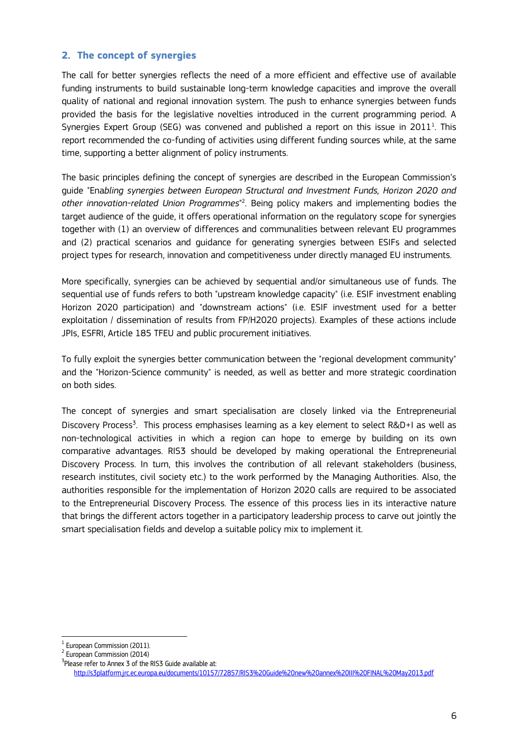## 2. The concept of synergies

The call for better synergies reflects the need of a more efficient and effective use of available funding instruments to build sustainable long-term knowledge capacities and improve the overall quality of national and regional innovation system. The push to enhance synergies between funds provided the basis for the legislative novelties introduced in the current programming period. A Synergies Expert Group (SEG) was convened and published a report on this issue in 2011[1]. This report recommended the co-funding of activities using different funding sources while, at the same time, supporting a better alignment of policy instruments.

The basic principles defining the concept of synergies are described in the European Commission's guide "Ena*bling synergies between European Structural and Investment Funds, Horizon 2020 and other innovation-related Union Programmes*"[2]. Being policy makers and implementing bodies the target audience of the guide, it offers operational information on the regulatory scope for synergies together with (1) an overview of differences and communalities between relevant EU programmes and (2) practical scenarios and guidance for generating synergies between ESIFs and selected project types for research, innovation and competitiveness under directly managed EU instruments.

More specifically, synergies can be achieved by sequential and/or simultaneous use of funds. The sequential use of funds refers to both "upstream knowledge capacity" (i.e. ESIF investment enabling Horizon 2020 participation) and "downstream actions" (i.e. ESIF investment used for a better exploitation / dissemination of results from FP/H2020 projects). Examples of these actions include JPIs, ESFRI, Article 185 TFEU and public procurement initiatives.

To fully exploit the synergies better communication between the "regional development community" and the "Horizon-Science community" is needed, as well as better and more strategic coordination on both sides.

The concept of synergies and smart specialisation are closely linked via the Entrepreneurial Discovery Process[3]. This process emphasises learning as a key element to select R&D+I as well as non-technological activities in which a region can hope to emerge by building on its own comparative advantages. RIS3 should be developed by making operational the Entrepreneurial Discovery Process. In turn, this involves the contribution of all relevant stakeholders (business, research institutes, civil society etc.) to the work performed by the Managing Authorities. Also, the authorities responsible for the implementation of Horizon 2020 calls are required to be associated to the Entrepreneurial Discovery Process. The essence of this process lies in its interactive nature that brings the different actors together in a participatory leadership process to carve out jointly the smart specialisation fields and develop a suitable policy mix to implement it.

---

[1] European Commission (2011).

[2] European Commission (2014)

[3] Please refer to Annex 3 of the RIS3 Guide available at: http://s3platform.jrc.ec.europa.eu/documents/10157/72857/RIS3%20Guide%20new%20annex%20III%20FINAL%20May2013.pdf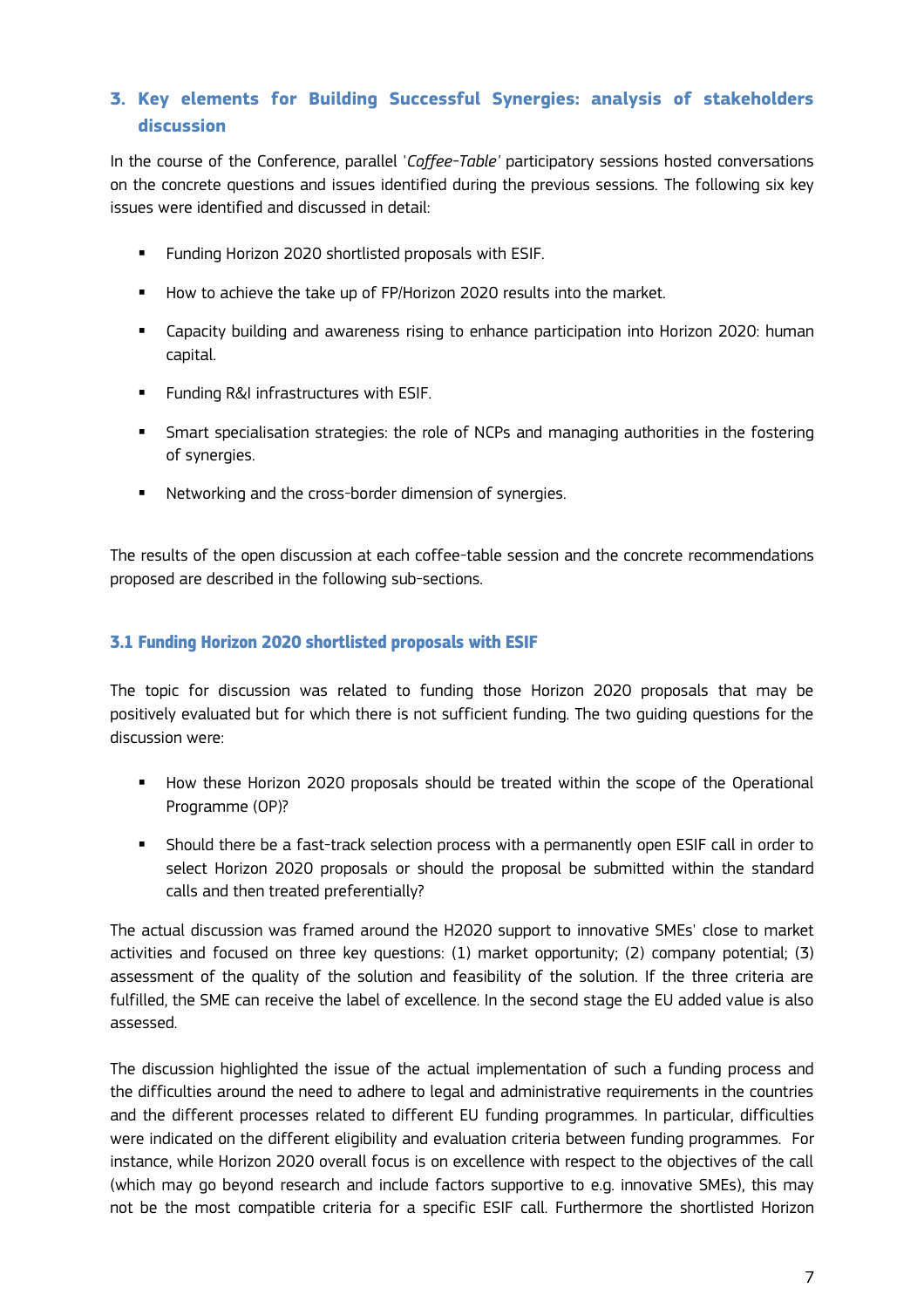## 3. Key elements for Building Successful Synergies: analysis of stakeholders discussion

In the course of the Conference, parallel '*Coffee-Table*' participatory sessions hosted conversations on the concrete questions and issues identified during the previous sessions. The following six key issues were identified and discussed in detail:

- Funding Horizon 2020 shortlisted proposals with ESIF.
- How to achieve the take up of FP/Horizon 2020 results into the market.
- Capacity building and awareness rising to enhance participation into Horizon 2020: human capital.
- Funding R&I infrastructures with ESIF.
- Smart specialisation strategies: the role of NCPs and managing authorities in the fostering of synergies.
- Networking and the cross-border dimension of synergies.

The results of the open discussion at each coffee-table session and the concrete recommendations proposed are described in the following sub-sections.

### 3.1 Funding Horizon 2020 shortlisted proposals with ESIF

The topic for discussion was related to funding those Horizon 2020 proposals that may be positively evaluated but for which there is not sufficient funding. The two guiding questions for the discussion were:

- How these Horizon 2020 proposals should be treated within the scope of the Operational Programme (OP)?
- Should there be a fast-track selection process with a permanently open ESIF call in order to select Horizon 2020 proposals or should the proposal be submitted within the standard calls and then treated preferentially?

The actual discussion was framed around the H2020 support to innovative SMEs' close to market activities and focused on three key questions: (1) market opportunity; (2) company potential; (3) assessment of the quality of the solution and feasibility of the solution. If the three criteria are fulfilled, the SME can receive the label of excellence. In the second stage the EU added value is also assessed.

The discussion highlighted the issue of the actual implementation of such a funding process and the difficulties around the need to adhere to legal and administrative requirements in the countries and the different processes related to different EU funding programmes. In particular, difficulties were indicated on the different eligibility and evaluation criteria between funding programmes. For instance, while Horizon 2020 overall focus is on excellence with respect to the objectives of the call (which may go beyond research and include factors supportive to e.g. innovative SMEs), this may not be the most compatible criteria for a specific ESIF call. Furthermore the shortlisted Horizon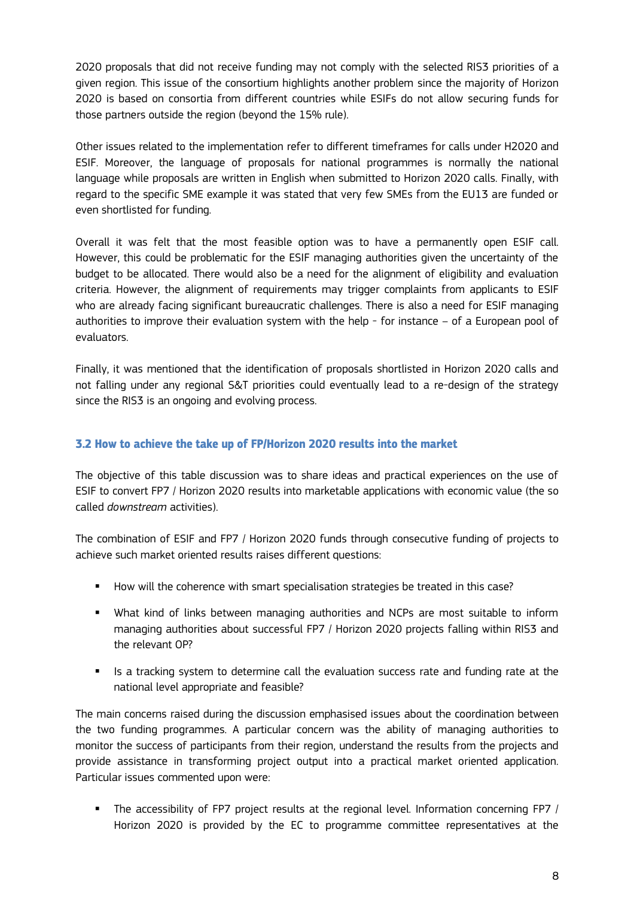2020 proposals that did not receive funding may not comply with the selected RIS3 priorities of a given region. This issue of the consortium highlights another problem since the majority of Horizon 2020 is based on consortia from different countries while ESIFs do not allow securing funds for those partners outside the region (beyond the 15% rule).

Other issues related to the implementation refer to different timeframes for calls under H2020 and ESIF. Moreover, the language of proposals for national programmes is normally the national language while proposals are written in English when submitted to Horizon 2020 calls. Finally, with regard to the specific SME example it was stated that very few SMEs from the EU13 are funded or even shortlisted for funding.

Overall it was felt that the most feasible option was to have a permanently open ESIF call. However, this could be problematic for the ESIF managing authorities given the uncertainty of the budget to be allocated. There would also be a need for the alignment of eligibility and evaluation criteria. However, the alignment of requirements may trigger complaints from applicants to ESIF who are already facing significant bureaucratic challenges. There is also a need for ESIF managing authorities to improve their evaluation system with the help - for instance – of a European pool of evaluators.

Finally, it was mentioned that the identification of proposals shortlisted in Horizon 2020 calls and not falling under any regional S&T priorities could eventually lead to a re-design of the strategy since the RIS3 is an ongoing and evolving process.

### 3.2 How to achieve the take up of FP/Horizon 2020 results into the market

The objective of this table discussion was to share ideas and practical experiences on the use of ESIF to convert FP7 / Horizon 2020 results into marketable applications with economic value (the so called *downstream* activities).

The combination of ESIF and FP7 / Horizon 2020 funds through consecutive funding of projects to achieve such market oriented results raises different questions:

- How will the coherence with smart specialisation strategies be treated in this case?
- What kind of links between managing authorities and NCPs are most suitable to inform managing authorities about successful FP7 / Horizon 2020 projects falling within RIS3 and the relevant OP?
- Is a tracking system to determine call the evaluation success rate and funding rate at the national level appropriate and feasible?

The main concerns raised during the discussion emphasised issues about the coordination between the two funding programmes. A particular concern was the ability of managing authorities to monitor the success of participants from their region, understand the results from the projects and provide assistance in transforming project output into a practical market oriented application. Particular issues commented upon were:

- The accessibility of FP7 project results at the regional level. Information concerning FP7 / Horizon 2020 is provided by the EC to programme committee representatives at the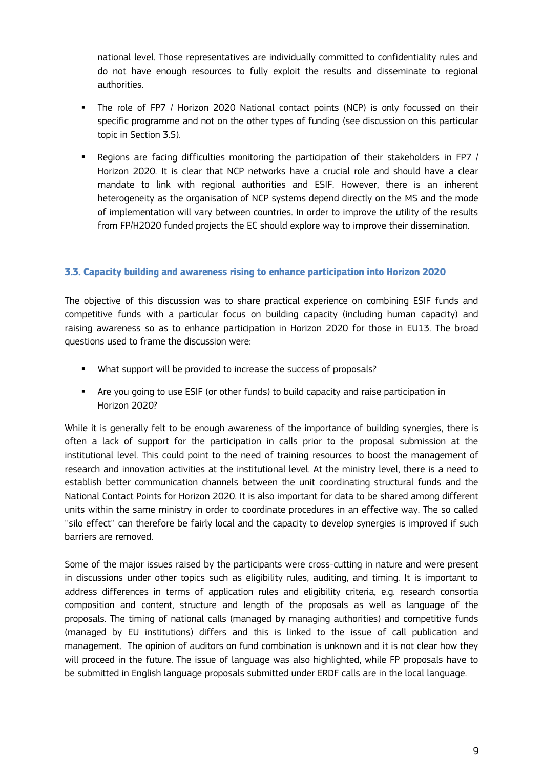national level. Those representatives are individually committed to confidentiality rules and do not have enough resources to fully exploit the results and disseminate to regional authorities.

- The role of FP7 / Horizon 2020 National contact points (NCP) is only focussed on their specific programme and not on the other types of funding (see discussion on this particular topic in Section 3.5).
- Regions are facing difficulties monitoring the participation of their stakeholders in FP7 / Horizon 2020. It is clear that NCP networks have a crucial role and should have a clear mandate to link with regional authorities and ESIF. However, there is an inherent heterogeneity as the organisation of NCP systems depend directly on the MS and the mode of implementation will vary between countries. In order to improve the utility of the results from FP/H2020 funded projects the EC should explore way to improve their dissemination.

### 3.3. Capacity building and awareness rising to enhance participation into Horizon 2020

The objective of this discussion was to share practical experience on combining ESIF funds and competitive funds with a particular focus on building capacity (including human capacity) and raising awareness so as to enhance participation in Horizon 2020 for those in EU13. The broad questions used to frame the discussion were:

- What support will be provided to increase the success of proposals?
- Are you going to use ESIF (or other funds) to build capacity and raise participation in Horizon 2020?

While it is generally felt to be enough awareness of the importance of building synergies, there is often a lack of support for the participation in calls prior to the proposal submission at the institutional level. This could point to the need of training resources to boost the management of research and innovation activities at the institutional level. At the ministry level, there is a need to establish better communication channels between the unit coordinating structural funds and the National Contact Points for Horizon 2020. It is also important for data to be shared among different units within the same ministry in order to coordinate procedures in an effective way. The so called ''silo effect'' can therefore be fairly local and the capacity to develop synergies is improved if such barriers are removed.

Some of the major issues raised by the participants were cross-cutting in nature and were present in discussions under other topics such as eligibility rules, auditing, and timing. It is important to address differences in terms of application rules and eligibility criteria, e.g. research consortia composition and content, structure and length of the proposals as well as language of the proposals. The timing of national calls (managed by managing authorities) and competitive funds (managed by EU institutions) differs and this is linked to the issue of call publication and management. The opinion of auditors on fund combination is unknown and it is not clear how they will proceed in the future. The issue of language was also highlighted, while FP proposals have to be submitted in English language proposals submitted under ERDF calls are in the local language.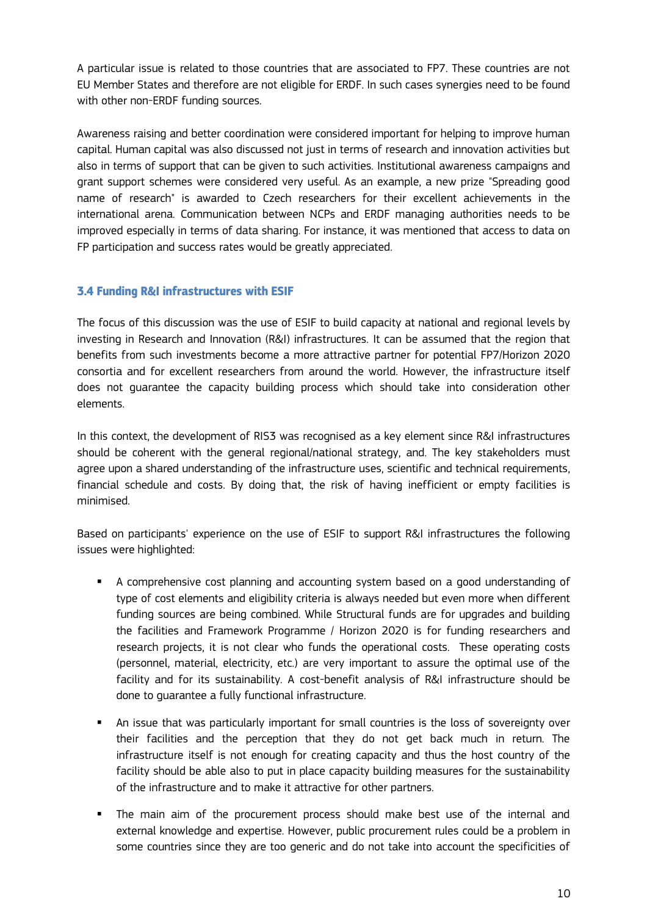A particular issue is related to those countries that are associated to FP7. These countries are not EU Member States and therefore are not eligible for ERDF. In such cases synergies need to be found with other non-ERDF funding sources.

Awareness raising and better coordination were considered important for helping to improve human capital. Human capital was also discussed not just in terms of research and innovation activities but also in terms of support that can be given to such activities. Institutional awareness campaigns and grant support schemes were considered very useful. As an example, a new prize "Spreading good name of research" is awarded to Czech researchers for their excellent achievements in the international arena. Communication between NCPs and ERDF managing authorities needs to be improved especially in terms of data sharing. For instance, it was mentioned that access to data on FP participation and success rates would be greatly appreciated.

### 3.4 Funding R&I infrastructures with ESIF

The focus of this discussion was the use of ESIF to build capacity at national and regional levels by investing in Research and Innovation (R&I) infrastructures. It can be assumed that the region that benefits from such investments become a more attractive partner for potential FP7/Horizon 2020 consortia and for excellent researchers from around the world. However, the infrastructure itself does not guarantee the capacity building process which should take into consideration other elements.

In this context, the development of RIS3 was recognised as a key element since R&I infrastructures should be coherent with the general regional/national strategy, and. The key stakeholders must agree upon a shared understanding of the infrastructure uses, scientific and technical requirements, financial schedule and costs. By doing that, the risk of having inefficient or empty facilities is minimised.

Based on participants' experience on the use of ESIF to support R&I infrastructures the following issues were highlighted:

- A comprehensive cost planning and accounting system based on a good understanding of type of cost elements and eligibility criteria is always needed but even more when different funding sources are being combined. While Structural funds are for upgrades and building the facilities and Framework Programme / Horizon 2020 is for funding researchers and research projects, it is not clear who funds the operational costs. These operating costs (personnel, material, electricity, etc.) are very important to assure the optimal use of the facility and for its sustainability. A cost-benefit analysis of R&I infrastructure should be done to guarantee a fully functional infrastructure.

- An issue that was particularly important for small countries is the loss of sovereignty over their facilities and the perception that they do not get back much in return. The infrastructure itself is not enough for creating capacity and thus the host country of the facility should be able also to put in place capacity building measures for the sustainability of the infrastructure and to make it attractive for other partners.

- The main aim of the procurement process should make best use of the internal and external knowledge and expertise. However, public procurement rules could be a problem in some countries since they are too generic and do not take into account the specificities of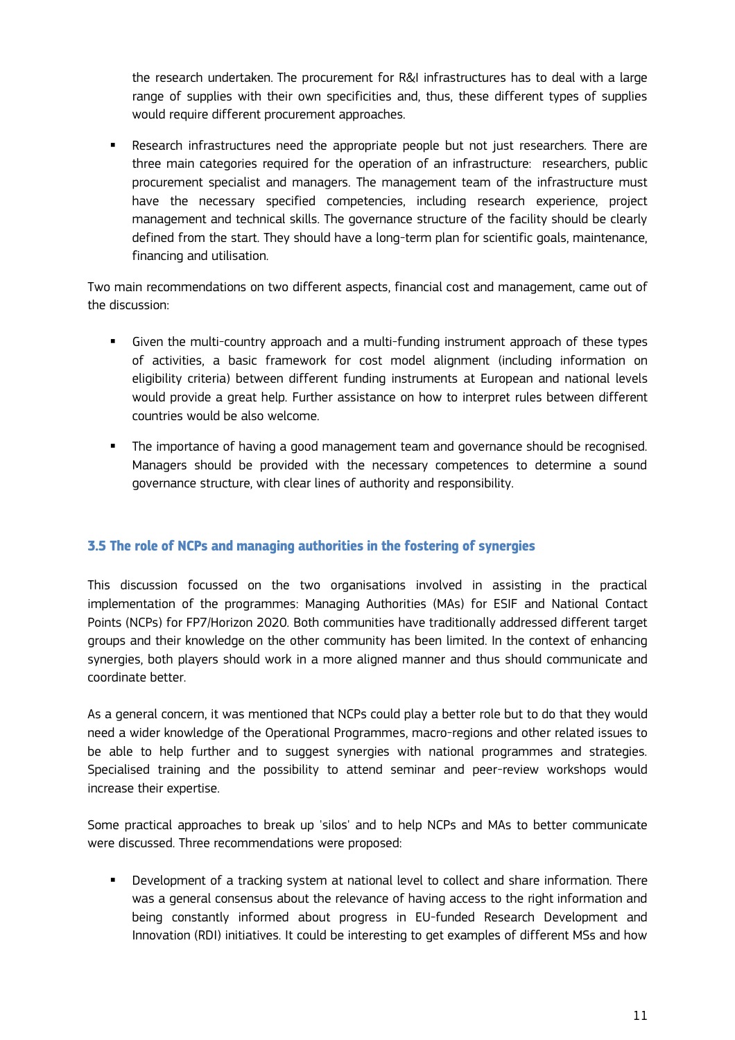the research undertaken. The procurement for R&I infrastructures has to deal with a large range of supplies with their own specificities and, thus, these different types of supplies would require different procurement approaches.

- Research infrastructures need the appropriate people but not just researchers. There are three main categories required for the operation of an infrastructure: researchers, public procurement specialist and managers. The management team of the infrastructure must have the necessary specified competencies, including research experience, project management and technical skills. The governance structure of the facility should be clearly defined from the start. They should have a long-term plan for scientific goals, maintenance, financing and utilisation.

Two main recommendations on two different aspects, financial cost and management, came out of the discussion:

- Given the multi-country approach and a multi-funding instrument approach of these types of activities, a basic framework for cost model alignment (including information on eligibility criteria) between different funding instruments at European and national levels would provide a great help. Further assistance on how to interpret rules between different countries would be also welcome.

- The importance of having a good management team and governance should be recognised. Managers should be provided with the necessary competences to determine a sound governance structure, with clear lines of authority and responsibility.

### 3.5 The role of NCPs and managing authorities in the fostering of synergies

This discussion focussed on the two organisations involved in assisting in the practical implementation of the programmes: Managing Authorities (MAs) for ESIF and National Contact Points (NCPs) for FP7/Horizon 2020. Both communities have traditionally addressed different target groups and their knowledge on the other community has been limited. In the context of enhancing synergies, both players should work in a more aligned manner and thus should communicate and coordinate better.

As a general concern, it was mentioned that NCPs could play a better role but to do that they would need a wider knowledge of the Operational Programmes, macro-regions and other related issues to be able to help further and to suggest synergies with national programmes and strategies. Specialised training and the possibility to attend seminar and peer-review workshops would increase their expertise.

Some practical approaches to break up 'silos' and to help NCPs and MAs to better communicate were discussed. Three recommendations were proposed:

- Development of a tracking system at national level to collect and share information. There was a general consensus about the relevance of having access to the right information and being constantly informed about progress in EU-funded Research Development and Innovation (RDI) initiatives. It could be interesting to get examples of different MSs and how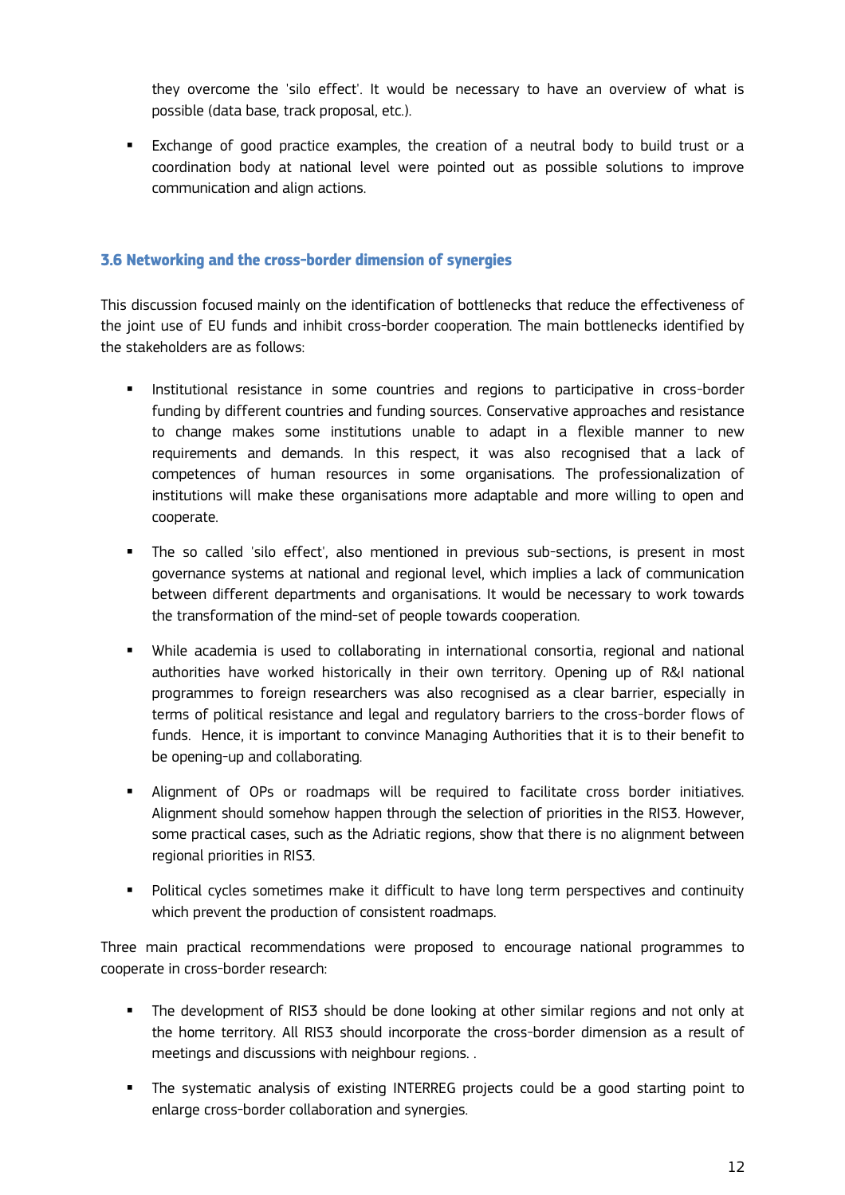they overcome the 'silo effect'. It would be necessary to have an overview of what is possible (data base, track proposal, etc.).

- Exchange of good practice examples, the creation of a neutral body to build trust or a coordination body at national level were pointed out as possible solutions to improve communication and align actions.

### 3.6 Networking and the cross-border dimension of synergies

This discussion focused mainly on the identification of bottlenecks that reduce the effectiveness of the joint use of EU funds and inhibit cross-border cooperation. The main bottlenecks identified by the stakeholders are as follows:

- Institutional resistance in some countries and regions to participative in cross-border funding by different countries and funding sources. Conservative approaches and resistance to change makes some institutions unable to adapt in a flexible manner to new requirements and demands. In this respect, it was also recognised that a lack of competences of human resources in some organisations. The professionalization of institutions will make these organisations more adaptable and more willing to open and cooperate.

- The so called 'silo effect', also mentioned in previous sub-sections, is present in most governance systems at national and regional level, which implies a lack of communication between different departments and organisations. It would be necessary to work towards the transformation of the mind-set of people towards cooperation.

- While academia is used to collaborating in international consortia, regional and national authorities have worked historically in their own territory. Opening up of R&I national programmes to foreign researchers was also recognised as a clear barrier, especially in terms of political resistance and legal and regulatory barriers to the cross-border flows of funds. Hence, it is important to convince Managing Authorities that it is to their benefit to be opening-up and collaborating.

- Alignment of OPs or roadmaps will be required to facilitate cross border initiatives. Alignment should somehow happen through the selection of priorities in the RIS3. However, some practical cases, such as the Adriatic regions, show that there is no alignment between regional priorities in RIS3.

- Political cycles sometimes make it difficult to have long term perspectives and continuity which prevent the production of consistent roadmaps.

Three main practical recommendations were proposed to encourage national programmes to cooperate in cross-border research:

- The development of RIS3 should be done looking at other similar regions and not only at the home territory. All RIS3 should incorporate the cross-border dimension as a result of meetings and discussions with neighbour regions. .

- The systematic analysis of existing INTERREG projects could be a good starting point to enlarge cross-border collaboration and synergies.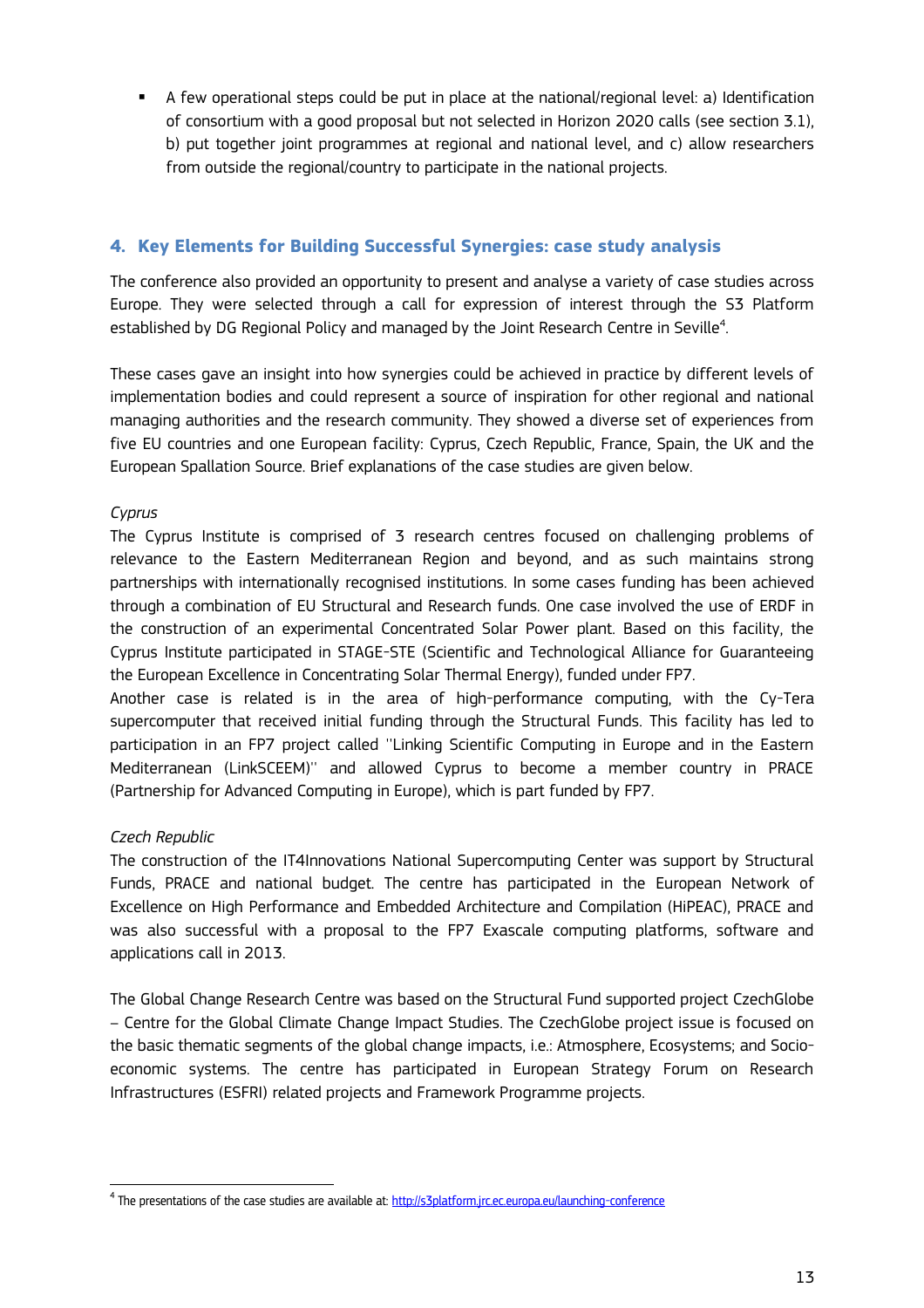- A few operational steps could be put in place at the national/regional level: a) Identification of consortium with a good proposal but not selected in Horizon 2020 calls (see section 3.1), b) put together joint programmes at regional and national level, and c) allow researchers from outside the regional/country to participate in the national projects.

## 4. Key Elements for Building Successful Synergies: case study analysis

The conference also provided an opportunity to present and analyse a variety of case studies across Europe. They were selected through a call for expression of interest through the S3 Platform established by DG Regional Policy and managed by the Joint Research Centre in Seville[4].

These cases gave an insight into how synergies could be achieved in practice by different levels of implementation bodies and could represent a source of inspiration for other regional and national managing authorities and the research community. They showed a diverse set of experiences from five EU countries and one European facility: Cyprus, Czech Republic, France, Spain, the UK and the European Spallation Source. Brief explanations of the case studies are given below.

*Cyprus*

The Cyprus Institute is comprised of 3 research centres focused on challenging problems of relevance to the Eastern Mediterranean Region and beyond, and as such maintains strong partnerships with internationally recognised institutions. In some cases funding has been achieved through a combination of EU Structural and Research funds. One case involved the use of ERDF in the construction of an experimental Concentrated Solar Power plant. Based on this facility, the Cyprus Institute participated in STAGE-STE (Scientific and Technological Alliance for Guaranteeing the European Excellence in Concentrating Solar Thermal Energy), funded under FP7.

Another case is related is in the area of high-performance computing, with the Cy-Tera supercomputer that received initial funding through the Structural Funds. This facility has led to participation in an FP7 project called ''Linking Scientific Computing in Europe and in the Eastern Mediterranean (LinkSCEEM)'' and allowed Cyprus to become a member country in PRACE (Partnership for Advanced Computing in Europe), which is part funded by FP7.

*Czech Republic*

The construction of the IT4Innovations National Supercomputing Center was support by Structural Funds, PRACE and national budget. The centre has participated in the European Network of Excellence on High Performance and Embedded Architecture and Compilation (HiPEAC), PRACE and was also successful with a proposal to the FP7 Exascale computing platforms, software and applications call in 2013.

The Global Change Research Centre was based on the Structural Fund supported project CzechGlobe – Centre for the Global Climate Change Impact Studies. The CzechGlobe project issue is focused on the basic thematic segments of the global change impacts, i.e.: Atmosphere, Ecosystems; and Socio-economic systems. The centre has participated in European Strategy Forum on Research Infrastructures (ESFRI) related projects and Framework Programme projects.

[4] The presentations of the case studies are available at: http://s3platform.jrc.ec.europa.eu/launching-conference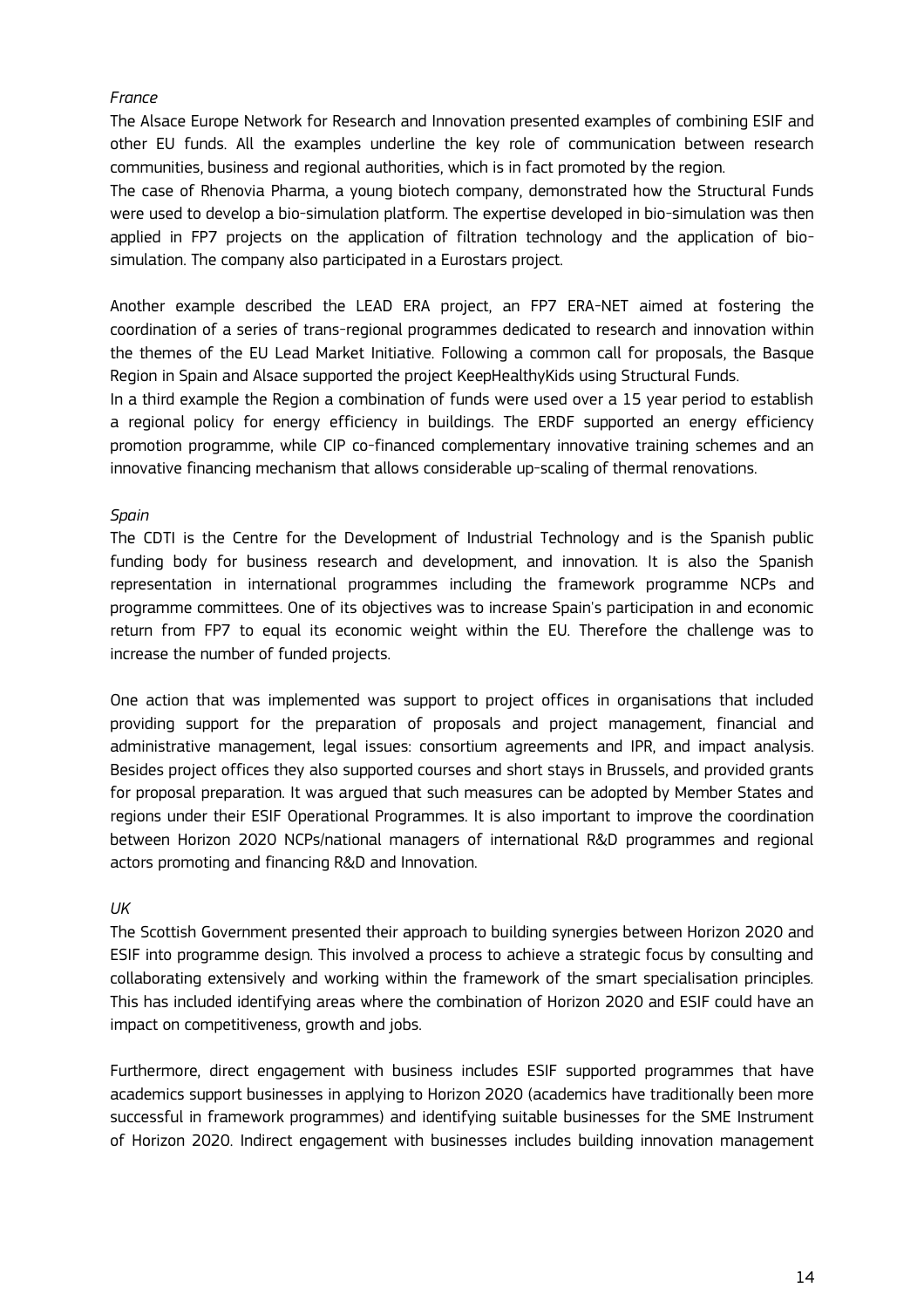*France*

The Alsace Europe Network for Research and Innovation presented examples of combining ESIF and other EU funds. All the examples underline the key role of communication between research communities, business and regional authorities, which is in fact promoted by the region.

The case of Rhenovia Pharma, a young biotech company, demonstrated how the Structural Funds were used to develop a bio-simulation platform. The expertise developed in bio-simulation was then applied in FP7 projects on the application of filtration technology and the application of bio-simulation. The company also participated in a Eurostars project.

Another example described the LEAD ERA project, an FP7 ERA-NET aimed at fostering the coordination of a series of trans-regional programmes dedicated to research and innovation within the themes of the EU Lead Market Initiative. Following a common call for proposals, the Basque Region in Spain and Alsace supported the project KeepHealthyKids using Structural Funds.

In a third example the Region a combination of funds were used over a 15 year period to establish a regional policy for energy efficiency in buildings. The ERDF supported an energy efficiency promotion programme, while CIP co-financed complementary innovative training schemes and an innovative financing mechanism that allows considerable up-scaling of thermal renovations.

*Spain*

The CDTI is the Centre for the Development of Industrial Technology and is the Spanish public funding body for business research and development, and innovation. It is also the Spanish representation in international programmes including the framework programme NCPs and programme committees. One of its objectives was to increase Spain's participation in and economic return from FP7 to equal its economic weight within the EU. Therefore the challenge was to increase the number of funded projects.

One action that was implemented was support to project offices in organisations that included providing support for the preparation of proposals and project management, financial and administrative management, legal issues: consortium agreements and IPR, and impact analysis. Besides project offices they also supported courses and short stays in Brussels, and provided grants for proposal preparation. It was argued that such measures can be adopted by Member States and regions under their ESIF Operational Programmes. It is also important to improve the coordination between Horizon 2020 NCPs/national managers of international R&D programmes and regional actors promoting and financing R&D and Innovation.

*UK*

The Scottish Government presented their approach to building synergies between Horizon 2020 and ESIF into programme design. This involved a process to achieve a strategic focus by consulting and collaborating extensively and working within the framework of the smart specialisation principles. This has included identifying areas where the combination of Horizon 2020 and ESIF could have an impact on competitiveness, growth and jobs.

Furthermore, direct engagement with business includes ESIF supported programmes that have academics support businesses in applying to Horizon 2020 (academics have traditionally been more successful in framework programmes) and identifying suitable businesses for the SME Instrument of Horizon 2020. Indirect engagement with businesses includes building innovation management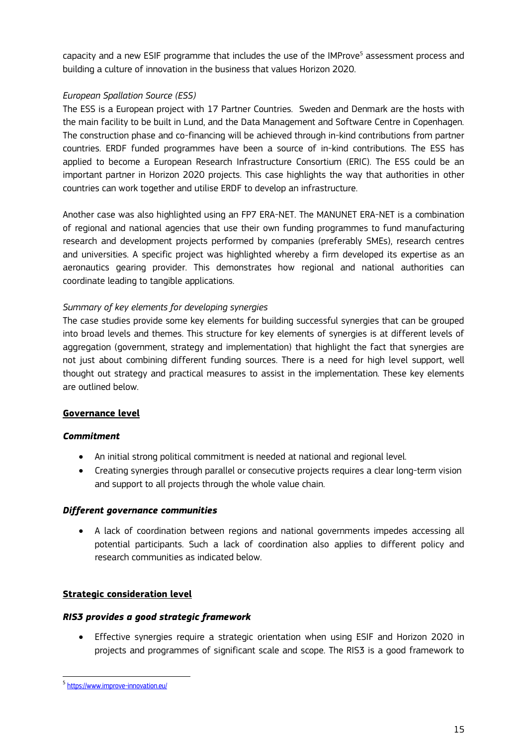capacity and a new ESIF programme that includes the use of the IMProve[5] assessment process and building a culture of innovation in the business that values Horizon 2020.

*European Spallation Source (ESS)*

The ESS is a European project with 17 Partner Countries. Sweden and Denmark are the hosts with the main facility to be built in Lund, and the Data Management and Software Centre in Copenhagen. The construction phase and co-financing will be achieved through in-kind contributions from partner countries. ERDF funded programmes have been a source of in-kind contributions. The ESS has applied to become a European Research Infrastructure Consortium (ERIC). The ESS could be an important partner in Horizon 2020 projects. This case highlights the way that authorities in other countries can work together and utilise ERDF to develop an infrastructure.

Another case was also highlighted using an FP7 ERA-NET. The MANUNET ERA-NET is a combination of regional and national agencies that use their own funding programmes to fund manufacturing research and development projects performed by companies (preferably SMEs), research centres and universities. A specific project was highlighted whereby a firm developed its expertise as an aeronautics gearing provider. This demonstrates how regional and national authorities can coordinate leading to tangible applications.

*Summary of key elements for developing synergies*

The case studies provide some key elements for building successful synergies that can be grouped into broad levels and themes. This structure for key elements of synergies is at different levels of aggregation (government, strategy and implementation) that highlight the fact that synergies are not just about combining different funding sources. There is a need for high level support, well thought out strategy and practical measures to assist in the implementation. These key elements are outlined below.

**Governance level**

***Commitment***

- An initial strong political commitment is needed at national and regional level.
- Creating synergies through parallel or consecutive projects requires a clear long-term vision and support to all projects through the whole value chain.

***Different governance communities***

- A lack of coordination between regions and national governments impedes accessing all potential participants. Such a lack of coordination also applies to different policy and research communities as indicated below.

**Strategic consideration level**

***RIS3 provides a good strategic framework***

- Effective synergies require a strategic orientation when using ESIF and Horizon 2020 in projects and programmes of significant scale and scope. The RIS3 is a good framework to

[5] https://www.improve-innovation.eu/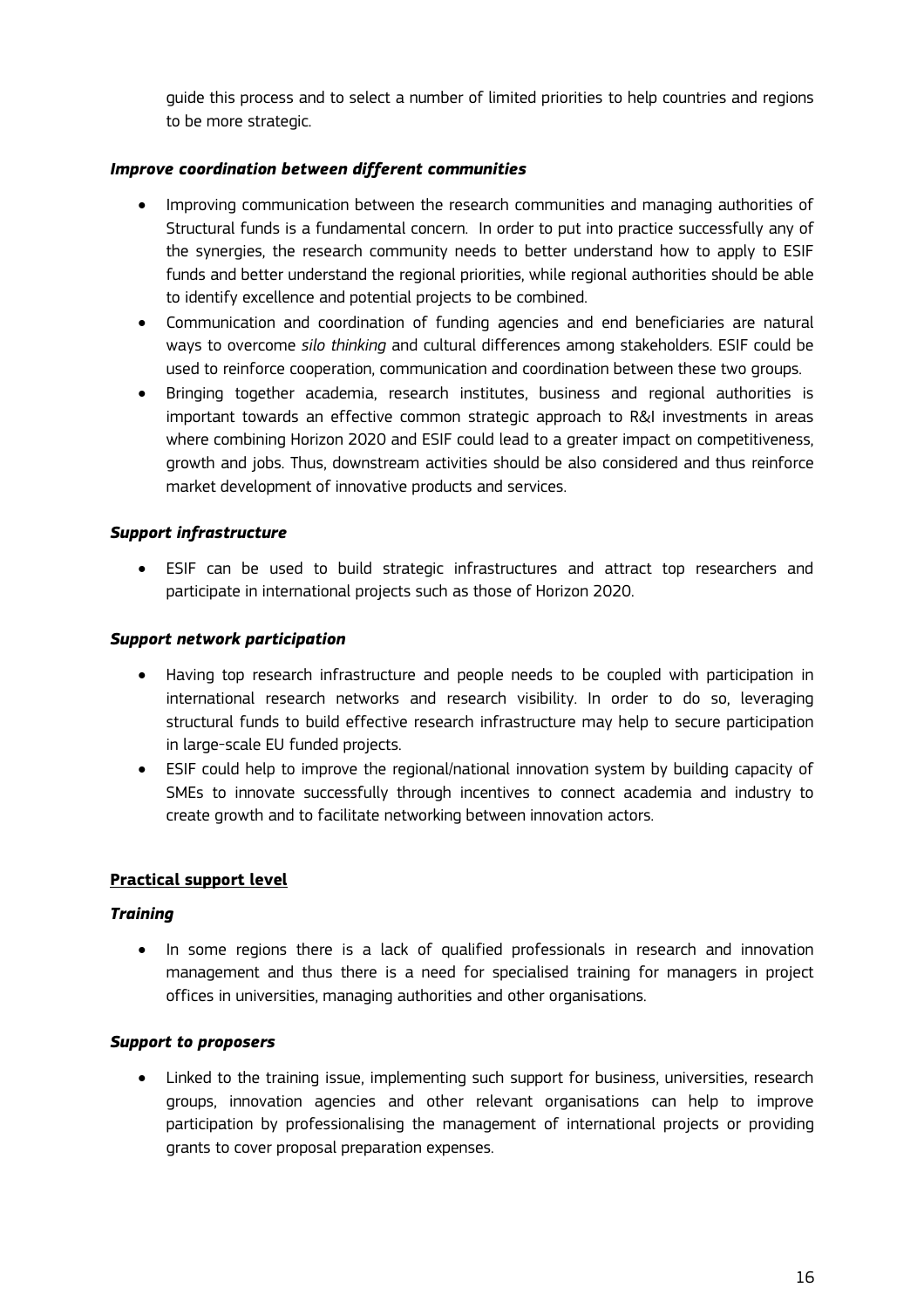guide this process and to select a number of limited priorities to help countries and regions to be more strategic.

***Improve coordination between different communities***

- Improving communication between the research communities and managing authorities of Structural funds is a fundamental concern. In order to put into practice successfully any of the synergies, the research community needs to better understand how to apply to ESIF funds and better understand the regional priorities, while regional authorities should be able to identify excellence and potential projects to be combined.
- Communication and coordination of funding agencies and end beneficiaries are natural ways to overcome *silo thinking* and cultural differences among stakeholders. ESIF could be used to reinforce cooperation, communication and coordination between these two groups.
- Bringing together academia, research institutes, business and regional authorities is important towards an effective common strategic approach to R&I investments in areas where combining Horizon 2020 and ESIF could lead to a greater impact on competitiveness, growth and jobs. Thus, downstream activities should be also considered and thus reinforce market development of innovative products and services.

***Support infrastructure***

- ESIF can be used to build strategic infrastructures and attract top researchers and participate in international projects such as those of Horizon 2020.

***Support network participation***

- Having top research infrastructure and people needs to be coupled with participation in international research networks and research visibility. In order to do so, leveraging structural funds to build effective research infrastructure may help to secure participation in large-scale EU funded projects.
- ESIF could help to improve the regional/national innovation system by building capacity of SMEs to innovate successfully through incentives to connect academia and industry to create growth and to facilitate networking between innovation actors.

**Practical support level**

***Training***

- In some regions there is a lack of qualified professionals in research and innovation management and thus there is a need for specialised training for managers in project offices in universities, managing authorities and other organisations.

***Support to proposers***

- Linked to the training issue, implementing such support for business, universities, research groups, innovation agencies and other relevant organisations can help to improve participation by professionalising the management of international projects or providing grants to cover proposal preparation expenses.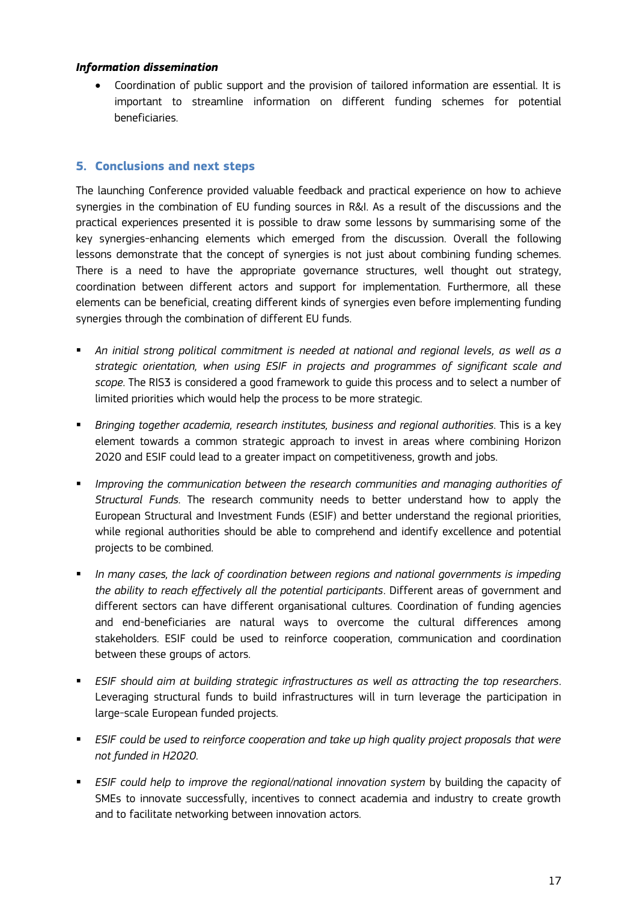***Information dissemination***

- Coordination of public support and the provision of tailored information are essential. It is important to streamline information on different funding schemes for potential beneficiaries.

## 5. Conclusions and next steps

The launching Conference provided valuable feedback and practical experience on how to achieve synergies in the combination of EU funding sources in R&I. As a result of the discussions and the practical experiences presented it is possible to draw some lessons by summarising some of the key synergies-enhancing elements which emerged from the discussion. Overall the following lessons demonstrate that the concept of synergies is not just about combining funding schemes. There is a need to have the appropriate governance structures, well thought out strategy, coordination between different actors and support for implementation. Furthermore, all these elements can be beneficial, creating different kinds of synergies even before implementing funding synergies through the combination of different EU funds.

- *An initial strong political commitment is needed at national and regional levels, as well as a strategic orientation, when using ESIF in projects and programmes of significant scale and scope*. The RIS3 is considered a good framework to guide this process and to select a number of limited priorities which would help the process to be more strategic.
- *Bringing together academia, research institutes, business and regional authorities*. This is a key element towards a common strategic approach to invest in areas where combining Horizon 2020 and ESIF could lead to a greater impact on competitiveness, growth and jobs.
- *Improving the communication between the research communities and managing authorities of Structural Funds*. The research community needs to better understand how to apply the European Structural and Investment Funds (ESIF) and better understand the regional priorities, while regional authorities should be able to comprehend and identify excellence and potential projects to be combined.
- *In many cases, the lack of coordination between regions and national governments is impeding the ability to reach effectively all the potential participants*. Different areas of government and different sectors can have different organisational cultures. Coordination of funding agencies and end-beneficiaries are natural ways to overcome the cultural differences among stakeholders. ESIF could be used to reinforce cooperation, communication and coordination between these groups of actors.
- *ESIF should aim at building strategic infrastructures as well as attracting the top researchers*. Leveraging structural funds to build infrastructures will in turn leverage the participation in large-scale European funded projects.
- *ESIF could be used to reinforce cooperation and take up high quality project proposals that were not funded in H2020*.
- *ESIF could help to improve the regional/national innovation system* by building the capacity of SMEs to innovate successfully, incentives to connect academia and industry to create growth and to facilitate networking between innovation actors.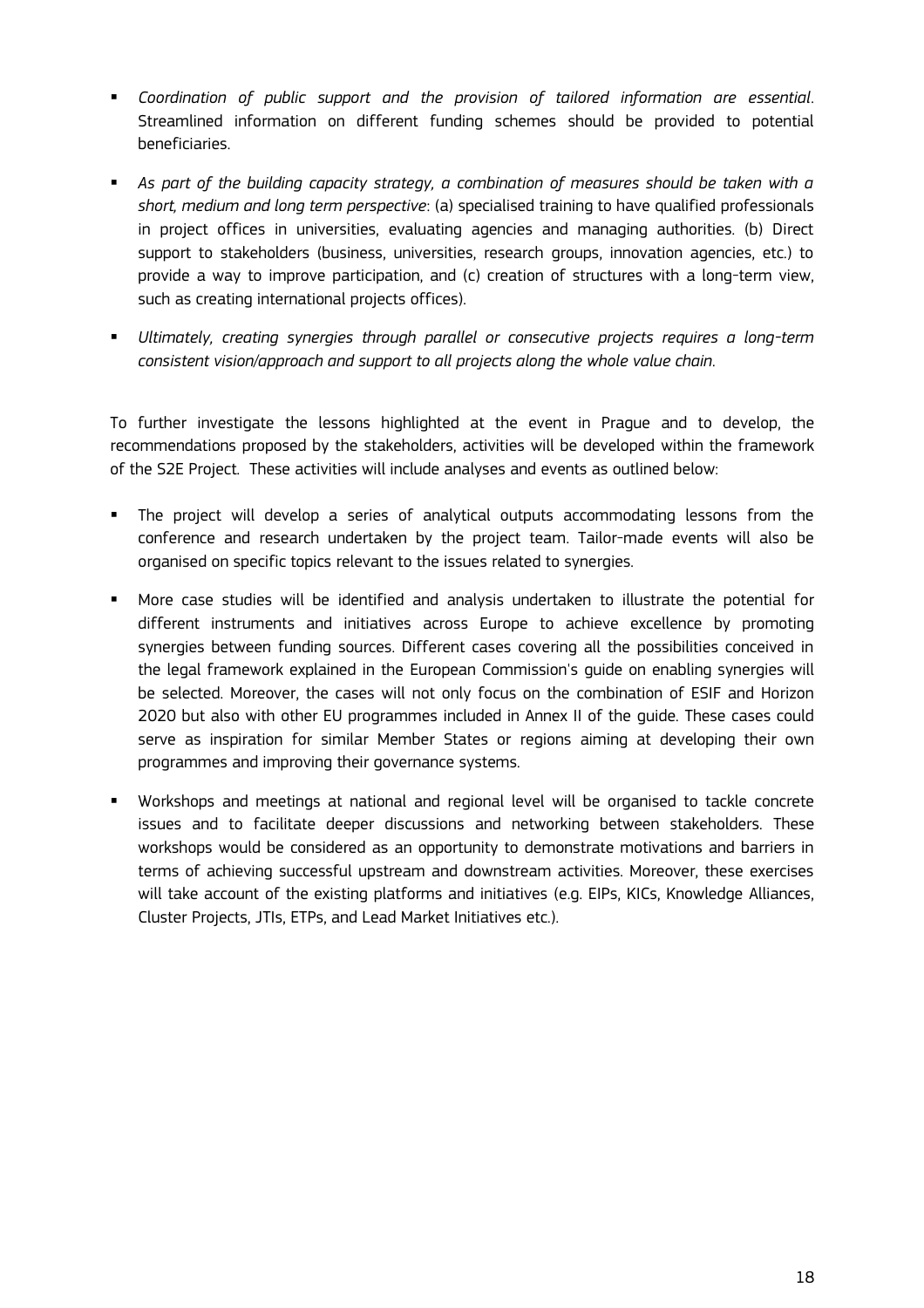- *Coordination of public support and the provision of tailored information are essential*. Streamlined information on different funding schemes should be provided to potential beneficiaries.
- *As part of the building capacity strategy, a combination of measures should be taken with a short, medium and long term perspective*: (a) specialised training to have qualified professionals in project offices in universities, evaluating agencies and managing authorities. (b) Direct support to stakeholders (business, universities, research groups, innovation agencies, etc.) to provide a way to improve participation, and (c) creation of structures with a long-term view, such as creating international projects offices).
- *Ultimately, creating synergies through parallel or consecutive projects requires a long-term consistent vision/approach and support to all projects along the whole value chain.*

To further investigate the lessons highlighted at the event in Prague and to develop, the recommendations proposed by the stakeholders, activities will be developed within the framework of the S2E Project. These activities will include analyses and events as outlined below:

- The project will develop a series of analytical outputs accommodating lessons from the conference and research undertaken by the project team. Tailor-made events will also be organised on specific topics relevant to the issues related to synergies.
- More case studies will be identified and analysis undertaken to illustrate the potential for different instruments and initiatives across Europe to achieve excellence by promoting synergies between funding sources. Different cases covering all the possibilities conceived in the legal framework explained in the European Commission's guide on enabling synergies will be selected. Moreover, the cases will not only focus on the combination of ESIF and Horizon 2020 but also with other EU programmes included in Annex II of the guide. These cases could serve as inspiration for similar Member States or regions aiming at developing their own programmes and improving their governance systems.
- Workshops and meetings at national and regional level will be organised to tackle concrete issues and to facilitate deeper discussions and networking between stakeholders. These workshops would be considered as an opportunity to demonstrate motivations and barriers in terms of achieving successful upstream and downstream activities. Moreover, these exercises will take account of the existing platforms and initiatives (e.g. EIPs, KICs, Knowledge Alliances, Cluster Projects, JTIs, ETPs, and Lead Market Initiatives etc.).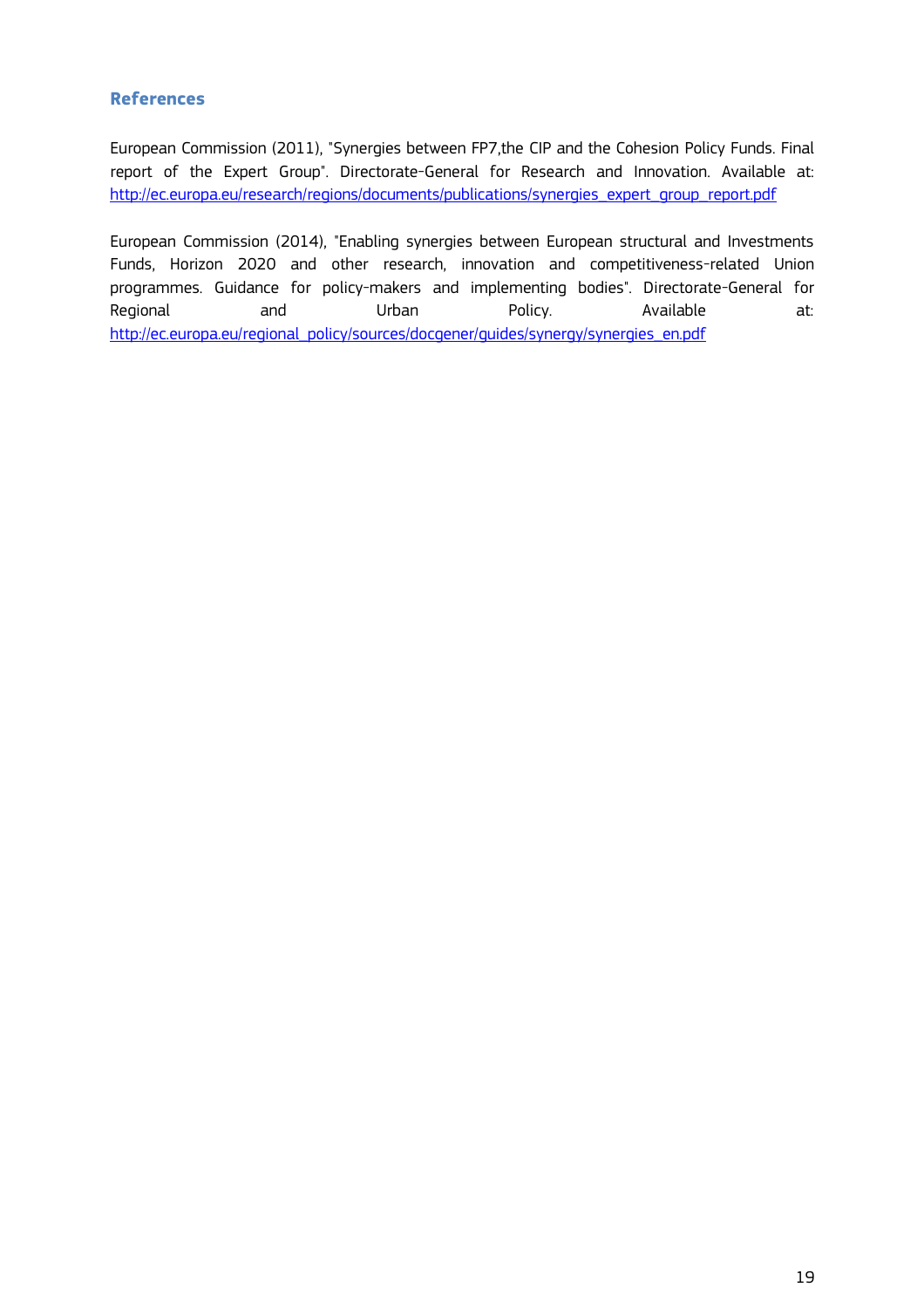## References

European Commission (2011), "Synergies between FP7,the CIP and the Cohesion Policy Funds. Final report of the Expert Group". Directorate-General for Research and Innovation. Available at: http://ec.europa.eu/research/regions/documents/publications/synergies_expert_group_report.pdf

European Commission (2014), "Enabling synergies between European structural and Investments Funds, Horizon 2020 and other research, innovation and competitiveness-related Union programmes. Guidance for policy-makers and implementing bodies". Directorate-General for Regional and Urban Policy. Available at: http://ec.europa.eu/regional_policy/sources/docgener/guides/synergy/synergies_en.pdf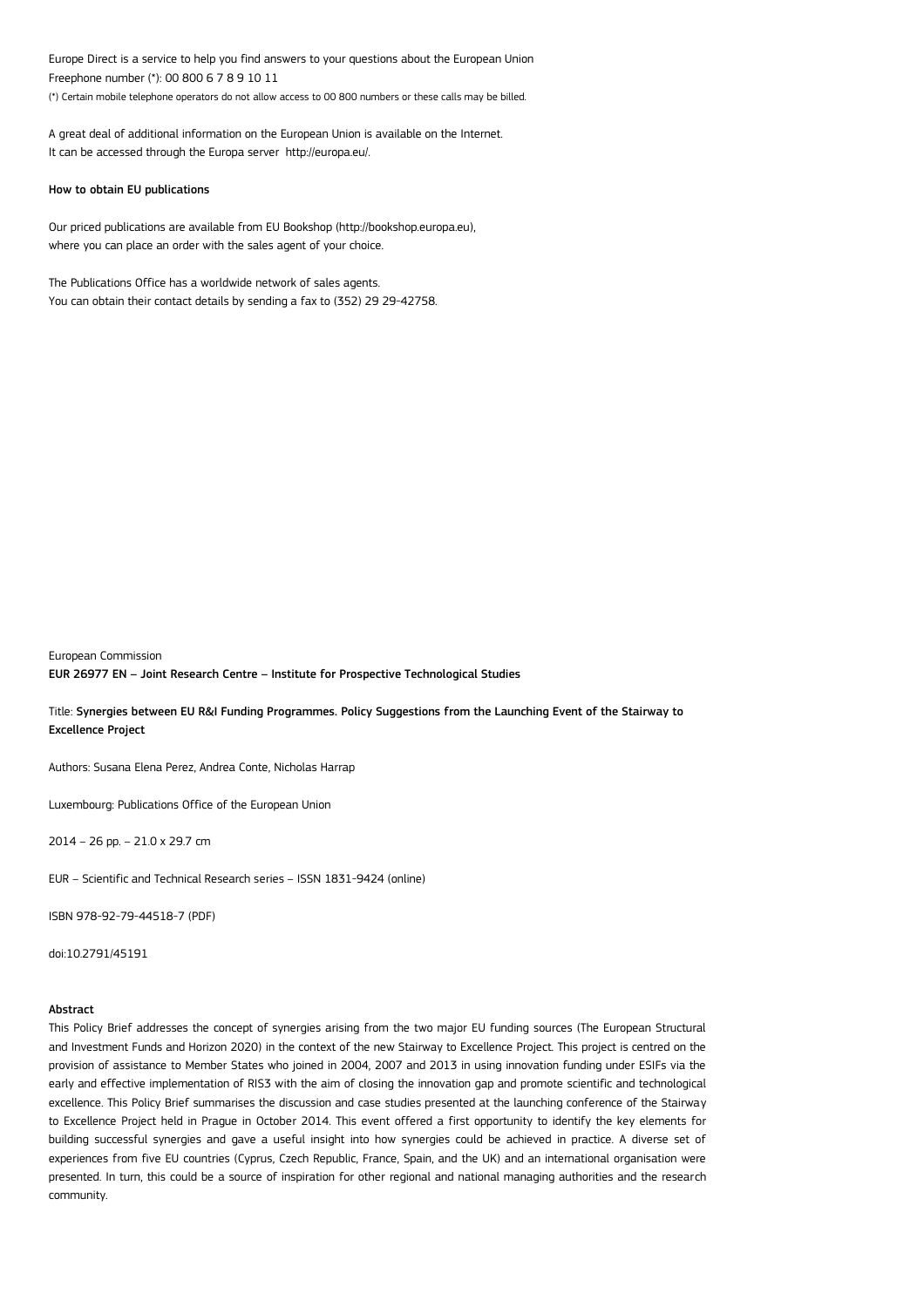Europe Direct is a service to help you find answers to your questions about the European Union
Freephone number (*): 00 800 6 7 8 9 10 11
(*) Certain mobile telephone operators do not allow access to 00 800 numbers or these calls may be billed.

A great deal of additional information on the European Union is available on the Internet.
It can be accessed through the Europa server http://europa.eu/.

**How to obtain EU publications**

Our priced publications are available from EU Bookshop (http://bookshop.europa.eu),
where you can place an order with the sales agent of your choice.

The Publications Office has a worldwide network of sales agents.
You can obtain their contact details by sending a fax to (352) 29 29-42758.

European Commission
**EUR 26977 EN – Joint Research Centre – Institute for Prospective Technological Studies**

Title: **Synergies between EU R&I Funding Programmes. Policy Suggestions from the Launching Event of the Stairway to Excellence Project**

Authors: Susana Elena Perez, Andrea Conte, Nicholas Harrap

Luxembourg: Publications Office of the European Union

2014 – 26 pp. – 21.0 x 29.7 cm

EUR – Scientific and Technical Research series – ISSN 1831-9424 (online)

ISBN 978-92-79-44518-7 (PDF)

doi:10.2791/45191

**Abstract**

This Policy Brief addresses the concept of synergies arising from the two major EU funding sources (The European Structural and Investment Funds and Horizon 2020) in the context of the new Stairway to Excellence Project. This project is centred on the provision of assistance to Member States who joined in 2004, 2007 and 2013 in using innovation funding under ESIFs via the early and effective implementation of RIS3 with the aim of closing the innovation gap and promote scientific and technological excellence. This Policy Brief summarises the discussion and case studies presented at the launching conference of the Stairway to Excellence Project held in Prague in October 2014. This event offered a first opportunity to identify the key elements for building successful synergies and gave a useful insight into how synergies could be achieved in practice. A diverse set of experiences from five EU countries (Cyprus, Czech Republic, France, Spain, and the UK) and an international organisation were presented. In turn, this could be a source of inspiration for other regional and national managing authorities and the research community.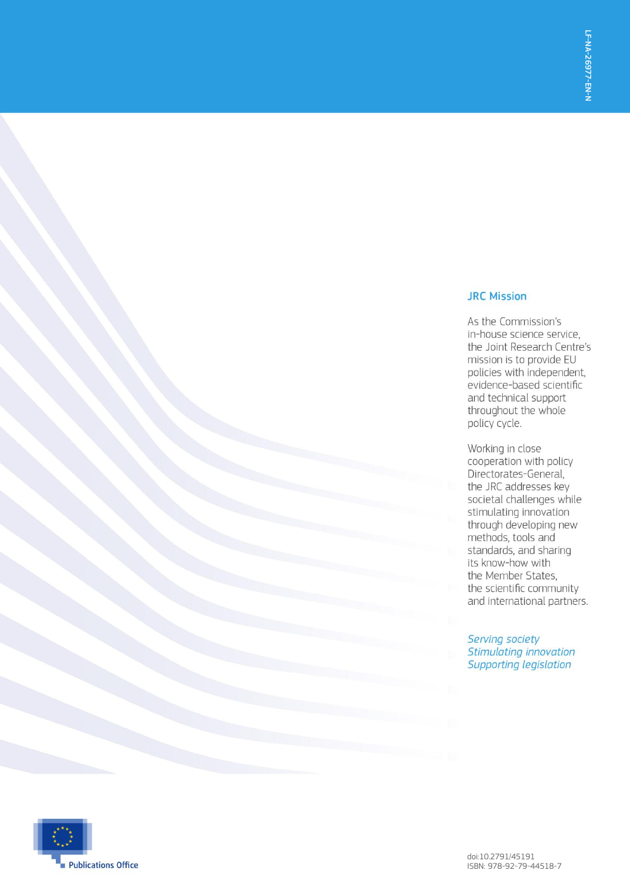LF-NA-26977-EN-N

## JRC Mission

As the Commission's in-house science service, the Joint Research Centre's mission is to provide EU policies with independent, evidence-based scientific and technical support throughout the whole policy cycle.

Working in close cooperation with policy Directorates-General, the JRC addresses key societal challenges while stimulating innovation through developing new methods, tools and standards, and sharing its know-how with the Member States, the scientific community and international partners.

*Serving society*
*Stimulating innovation*
*Supporting legislation*

Publications Office

doi:10.2791/45191
ISBN: 978-92-79-44518-7